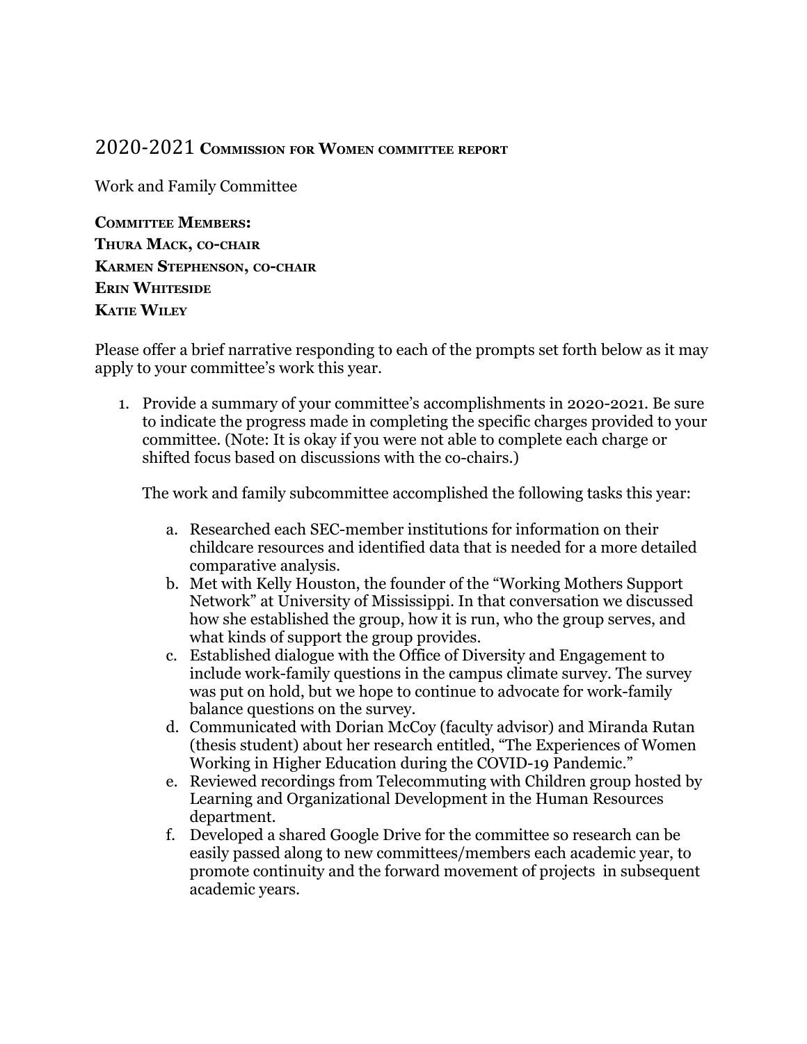# 2020-2021 Commission for Women committee report

Work and Family Committee

**Committee Members:**
**Thura Mack, co-chair**
**Karmen Stephenson, co-chair**
**Erin Whiteside**
**Katie Wiley**

Please offer a brief narrative responding to each of the prompts set forth below as it may apply to your committee's work this year.

1. Provide a summary of your committee's accomplishments in 2020-2021. Be sure to indicate the progress made in completing the specific charges provided to your committee. (Note: It is okay if you were not able to complete each charge or shifted focus based on discussions with the co-chairs.)

   The work and family subcommittee accomplished the following tasks this year:

   a. Researched each SEC-member institutions for information on their childcare resources and identified data that is needed for a more detailed comparative analysis.
   b. Met with Kelly Houston, the founder of the "Working Mothers Support Network" at University of Mississippi. In that conversation we discussed how she established the group, how it is run, who the group serves, and what kinds of support the group provides.
   c. Established dialogue with the Office of Diversity and Engagement to include work-family questions in the campus climate survey. The survey was put on hold, but we hope to continue to advocate for work-family balance questions on the survey.
   d. Communicated with Dorian McCoy (faculty advisor) and Miranda Rutan (thesis student) about her research entitled, "The Experiences of Women Working in Higher Education during the COVID-19 Pandemic."
   e. Reviewed recordings from Telecommuting with Children group hosted by Learning and Organizational Development in the Human Resources department.
   f. Developed a shared Google Drive for the committee so research can be easily passed along to new committees/members each academic year, to promote continuity and the forward movement of projects in subsequent academic years.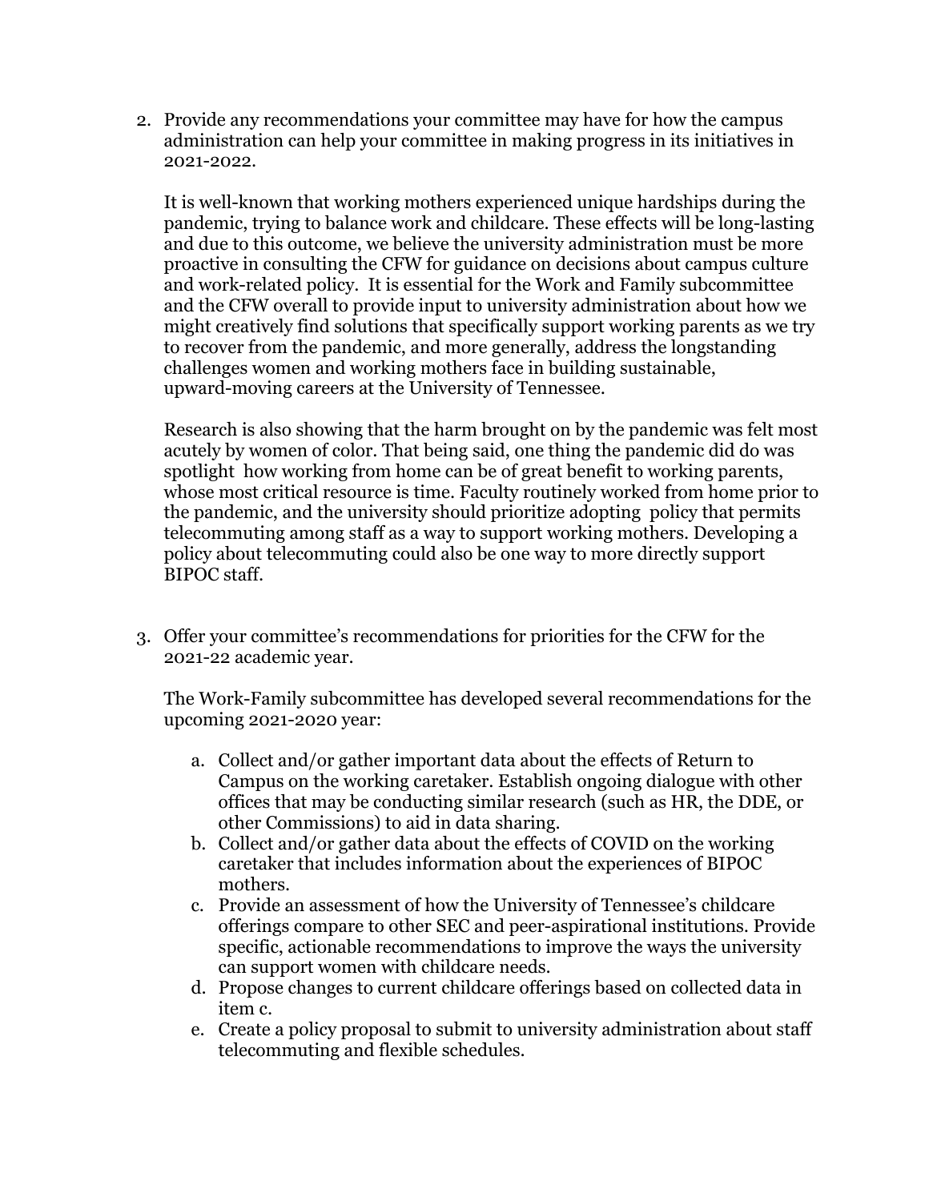2. Provide any recommendations your committee may have for how the campus administration can help your committee in making progress in its initiatives in 2021-2022.

   It is well-known that working mothers experienced unique hardships during the pandemic, trying to balance work and childcare. These effects will be long-lasting and due to this outcome, we believe the university administration must be more proactive in consulting the CFW for guidance on decisions about campus culture and work-related policy. It is essential for the Work and Family subcommittee and the CFW overall to provide input to university administration about how we might creatively find solutions that specifically support working parents as we try to recover from the pandemic, and more generally, address the longstanding challenges women and working mothers face in building sustainable, upward-moving careers at the University of Tennessee.

   Research is also showing that the harm brought on by the pandemic was felt most acutely by women of color. That being said, one thing the pandemic did do was spotlight how working from home can be of great benefit to working parents, whose most critical resource is time. Faculty routinely worked from home prior to the pandemic, and the university should prioritize adopting policy that permits telecommuting among staff as a way to support working mothers. Developing a policy about telecommuting could also be one way to more directly support BIPOC staff.

3. Offer your committee's recommendations for priorities for the CFW for the 2021-22 academic year.

   The Work-Family subcommittee has developed several recommendations for the upcoming 2021-2020 year:

   a. Collect and/or gather important data about the effects of Return to Campus on the working caretaker. Establish ongoing dialogue with other offices that may be conducting similar research (such as HR, the DDE, or other Commissions) to aid in data sharing.
   b. Collect and/or gather data about the effects of COVID on the working caretaker that includes information about the experiences of BIPOC mothers.
   c. Provide an assessment of how the University of Tennessee's childcare offerings compare to other SEC and peer-aspirational institutions. Provide specific, actionable recommendations to improve the ways the university can support women with childcare needs.
   d. Propose changes to current childcare offerings based on collected data in item c.
   e. Create a policy proposal to submit to university administration about staff telecommuting and flexible schedules.